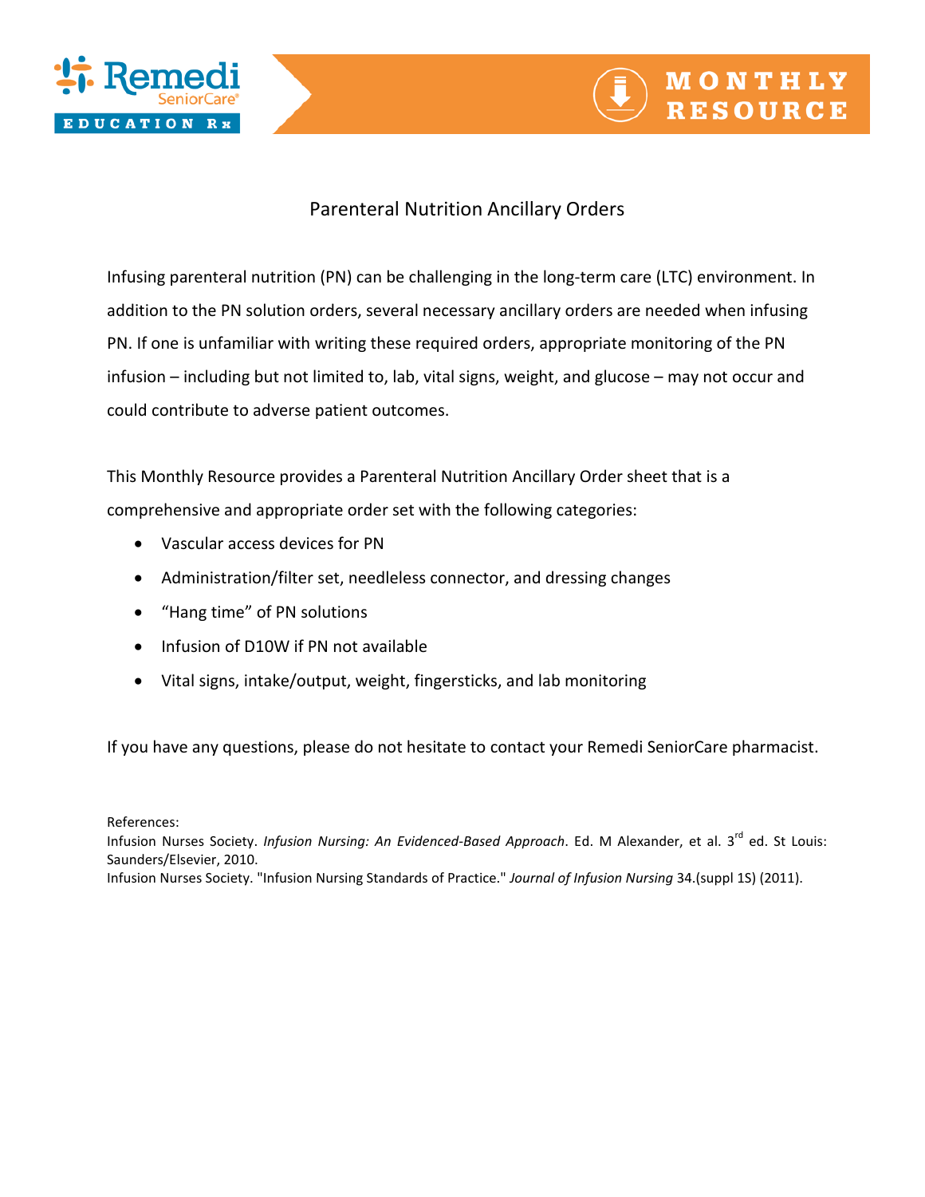Remedi SeniorCare®

EDUCATION Rx

MONTHLY RESOURCE

# Parenteral Nutrition Ancillary Orders

Infusing parenteral nutrition (PN) can be challenging in the long-term care (LTC) environment. In addition to the PN solution orders, several necessary ancillary orders are needed when infusing PN. If one is unfamiliar with writing these required orders, appropriate monitoring of the PN infusion – including but not limited to, lab, vital signs, weight, and glucose – may not occur and could contribute to adverse patient outcomes.

This Monthly Resource provides a Parenteral Nutrition Ancillary Order sheet that is a comprehensive and appropriate order set with the following categories:

- Vascular access devices for PN
- Administration/filter set, needleless connector, and dressing changes
- "Hang time" of PN solutions
- Infusion of D10W if PN not available
- Vital signs, intake/output, weight, fingersticks, and lab monitoring

If you have any questions, please do not hesitate to contact your Remedi SeniorCare pharmacist.

References:
Infusion Nurses Society. *Infusion Nursing: An Evidenced-Based Approach*. Ed. M Alexander, et al. 3rd ed. St Louis: Saunders/Elsevier, 2010.
Infusion Nurses Society. "Infusion Nursing Standards of Practice." *Journal of Infusion Nursing* 34.(suppl 1S) (2011).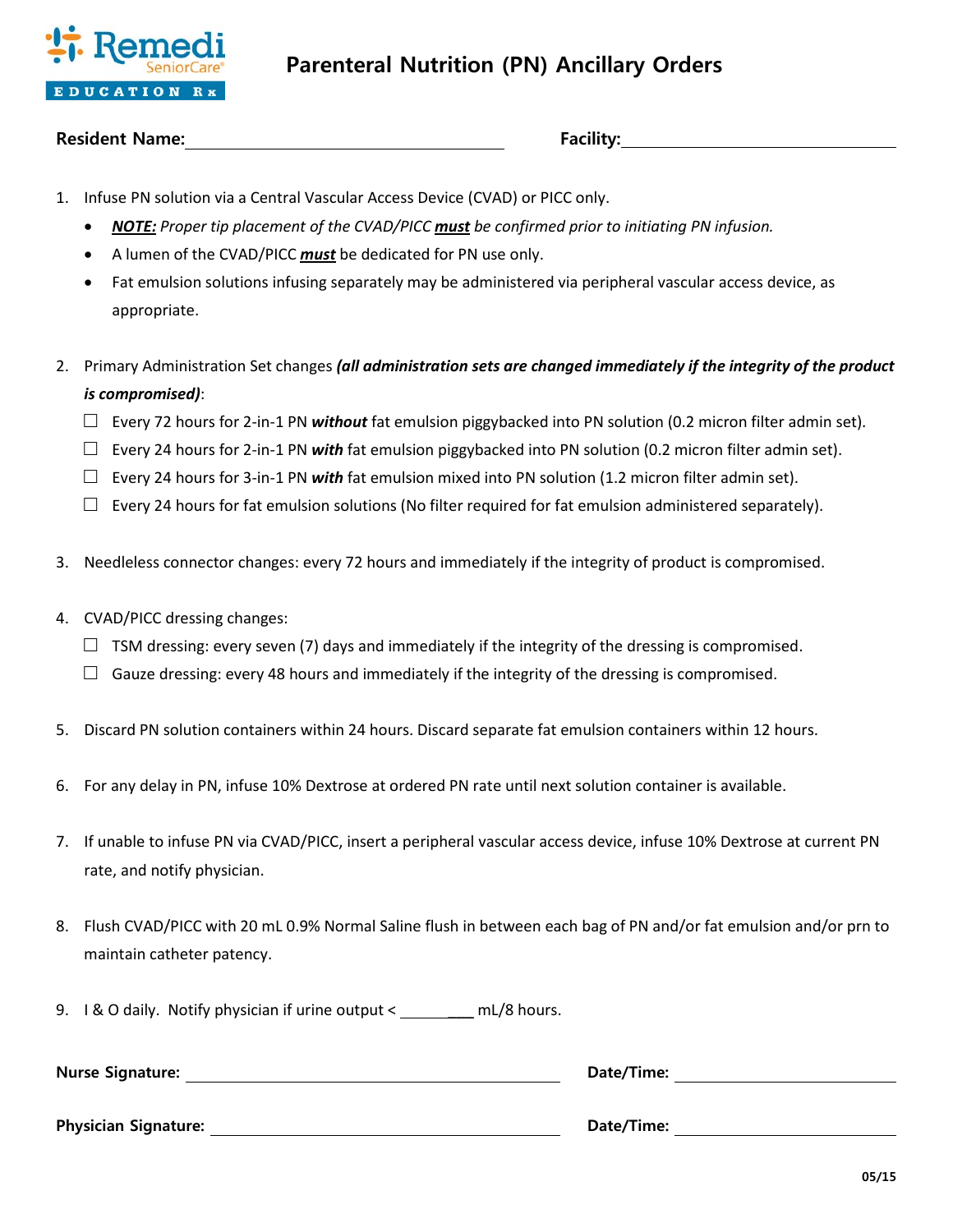Remedi SeniorCare EDUCATION Rx

# Parenteral Nutrition (PN) Ancillary Orders

**Resident Name:** ______________________ **Facility:** ______________________

1. Infuse PN solution via a Central Vascular Access Device (CVAD) or PICC only.
   - ***NOTE:*** *Proper tip placement of the CVAD/PICC* ***must*** *be confirmed prior to initiating PN infusion.*
   - A lumen of the CVAD/PICC ***must*** be dedicated for PN use only.
   - Fat emulsion solutions infusing separately may be administered via peripheral vascular access device, as appropriate.

2. Primary Administration Set changes ***(all administration sets are changed immediately if the integrity of the product is compromised)***:
   - ☐ Every 72 hours for 2-in-1 PN ***without*** fat emulsion piggybacked into PN solution (0.2 micron filter admin set).
   - ☐ Every 24 hours for 2-in-1 PN ***with*** fat emulsion piggybacked into PN solution (0.2 micron filter admin set).
   - ☐ Every 24 hours for 3-in-1 PN ***with*** fat emulsion mixed into PN solution (1.2 micron filter admin set).
   - ☐ Every 24 hours for fat emulsion solutions (No filter required for fat emulsion administered separately).

3. Needleless connector changes: every 72 hours and immediately if the integrity of product is compromised.

4. CVAD/PICC dressing changes:
   - ☐ TSM dressing: every seven (7) days and immediately if the integrity of the dressing is compromised.
   - ☐ Gauze dressing: every 48 hours and immediately if the integrity of the dressing is compromised.

5. Discard PN solution containers within 24 hours. Discard separate fat emulsion containers within 12 hours.

6. For any delay in PN, infuse 10% Dextrose at ordered PN rate until next solution container is available.

7. If unable to infuse PN via CVAD/PICC, insert a peripheral vascular access device, infuse 10% Dextrose at current PN rate, and notify physician.

8. Flush CVAD/PICC with 20 mL 0.9% Normal Saline flush in between each bag of PN and/or fat emulsion and/or prn to maintain catheter patency.

9. I & O daily. Notify physician if urine output < __________ mL/8 hours.

**Nurse Signature:** ______________________ **Date/Time:** ______________________

**Physician Signature:** ______________________ **Date/Time:** ______________________

05/15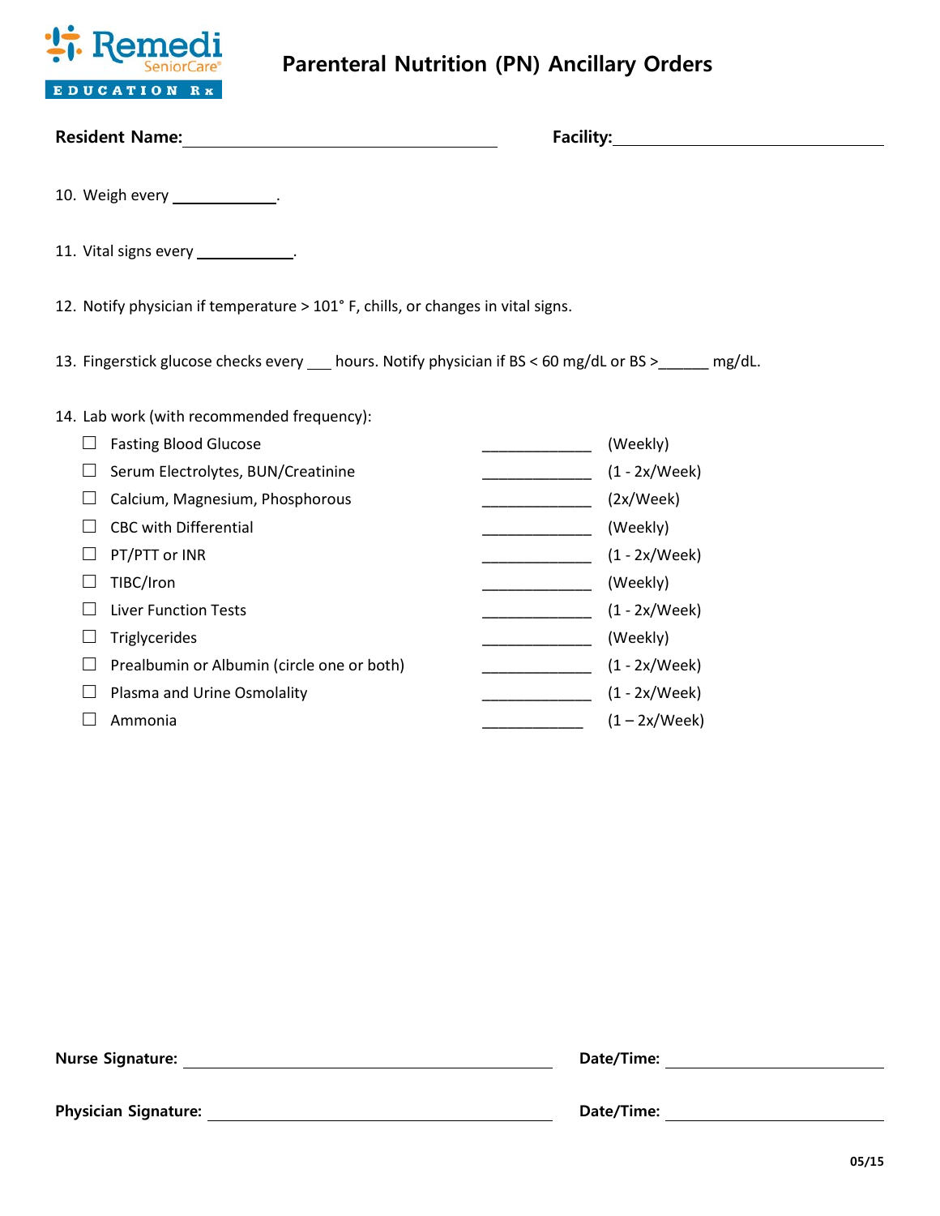# Parenteral Nutrition (PN) Ancillary Orders

**Resident Name:** ________________________________ **Facility:** ____________________________

10. Weigh every ___________.

11. Vital signs every ___________.

12. Notify physician if temperature > 101° F, chills, or changes in vital signs.

13. Fingerstick glucose checks every ___ hours. Notify physician if BS < 60 mg/dL or BS >______ mg/dL.

14. Lab work (with recommended frequency):

| | | |
|---|---|---|
| ☐ Fasting Blood Glucose | _____________ | (Weekly) |
| ☐ Serum Electrolytes, BUN/Creatinine | _____________ | (1 - 2x/Week) |
| ☐ Calcium, Magnesium, Phosphorous | _____________ | (2x/Week) |
| ☐ CBC with Differential | _____________ | (Weekly) |
| ☐ PT/PTT or INR | _____________ | (1 - 2x/Week) |
| ☐ TIBC/Iron | _____________ | (Weekly) |
| ☐ Liver Function Tests | _____________ | (1 - 2x/Week) |
| ☐ Triglycerides | _____________ | (Weekly) |
| ☐ Prealbumin or Albumin (circle one or both) | _____________ | (1 - 2x/Week) |
| ☐ Plasma and Urine Osmolality | _____________ | (1 - 2x/Week) |
| ☐ Ammonia | ____________ | (1 – 2x/Week) |

**Nurse Signature:** ________________________________ **Date/Time:** ____________________

**Physician Signature:** ______________________________ **Date/Time:** ____________________

05/15